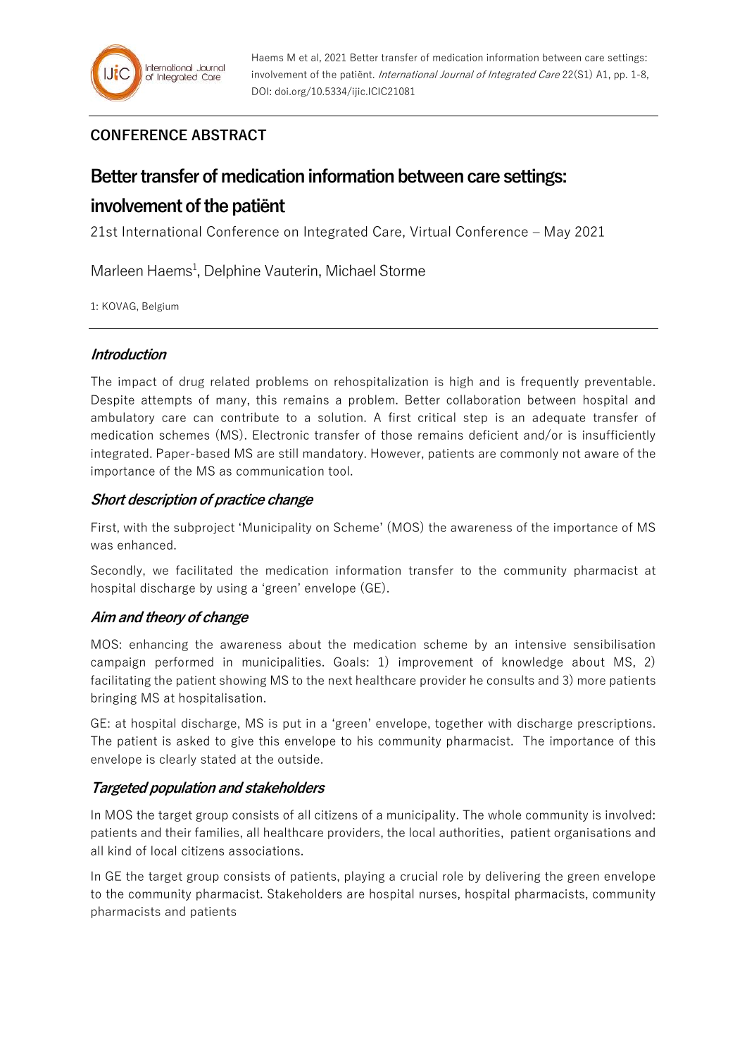Haems M et al, 2021 Better transfer of medication information between care settings: involvement of the patiënt. *International Journal of Integrated Care* 22(S1) A1, pp. 1-8, DOI: doi.org/10.5334/ijic.ICIC21081

## CONFERENCE ABSTRACT

# Better transfer of medication information between care settings: involvement of the patiënt

21st International Conference on Integrated Care, Virtual Conference – May 2021

Marleen Haems[1], Delphine Vauterin, Michael Storme

1: KOVAG, Belgium

### *Introduction*

The impact of drug related problems on rehospitalization is high and is frequently preventable. Despite attempts of many, this remains a problem. Better collaboration between hospital and ambulatory care can contribute to a solution. A first critical step is an adequate transfer of medication schemes (MS). Electronic transfer of those remains deficient and/or is insufficiently integrated. Paper-based MS are still mandatory. However, patients are commonly not aware of the importance of the MS as communication tool.

### *Short description of practice change*

First, with the subproject 'Municipality on Scheme' (MOS) the awareness of the importance of MS was enhanced.

Secondly, we facilitated the medication information transfer to the community pharmacist at hospital discharge by using a 'green' envelope (GE).

### *Aim and theory of change*

MOS: enhancing the awareness about the medication scheme by an intensive sensibilisation campaign performed in municipalities. Goals: 1) improvement of knowledge about MS, 2) facilitating the patient showing MS to the next healthcare provider he consults and 3) more patients bringing MS at hospitalisation.

GE: at hospital discharge, MS is put in a 'green' envelope, together with discharge prescriptions. The patient is asked to give this envelope to his community pharmacist. The importance of this envelope is clearly stated at the outside.

### *Targeted population and stakeholders*

In MOS the target group consists of all citizens of a municipality. The whole community is involved: patients and their families, all healthcare providers, the local authorities, patient organisations and all kind of local citizens associations.

In GE the target group consists of patients, playing a crucial role by delivering the green envelope to the community pharmacist. Stakeholders are hospital nurses, hospital pharmacists, community pharmacists and patients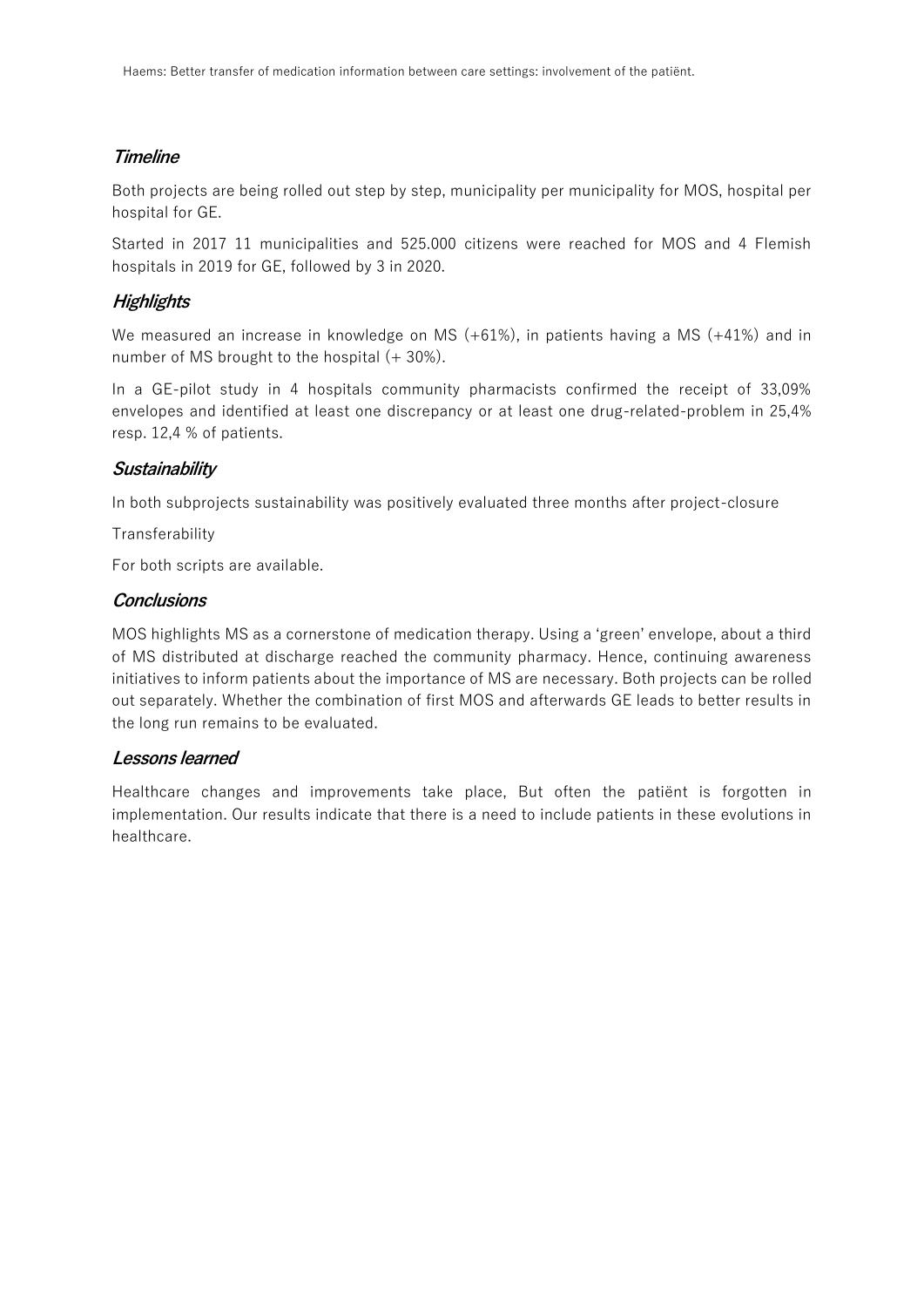### *Timeline*

Both projects are being rolled out step by step, municipality per municipality for MOS, hospital per hospital for GE.

Started in 2017 11 municipalities and 525.000 citizens were reached for MOS and 4 Flemish hospitals in 2019 for GE, followed by 3 in 2020.

### *Highlights*

We measured an increase in knowledge on MS (+61%), in patients having a MS (+41%) and in number of MS brought to the hospital (+ 30%).

In a GE-pilot study in 4 hospitals community pharmacists confirmed the receipt of 33,09% envelopes and identified at least one discrepancy or at least one drug-related-problem in 25,4% resp. 12,4 % of patients.

### *Sustainability*

In both subprojects sustainability was positively evaluated three months after project-closure

Transferability

For both scripts are available.

### *Conclusions*

MOS highlights MS as a cornerstone of medication therapy. Using a 'green' envelope, about a third of MS distributed at discharge reached the community pharmacy. Hence, continuing awareness initiatives to inform patients about the importance of MS are necessary. Both projects can be rolled out separately. Whether the combination of first MOS and afterwards GE leads to better results in the long run remains to be evaluated.

### *Lessons learned*

Healthcare changes and improvements take place, But often the patiënt is forgotten in implementation. Our results indicate that there is a need to include patients in these evolutions in healthcare.